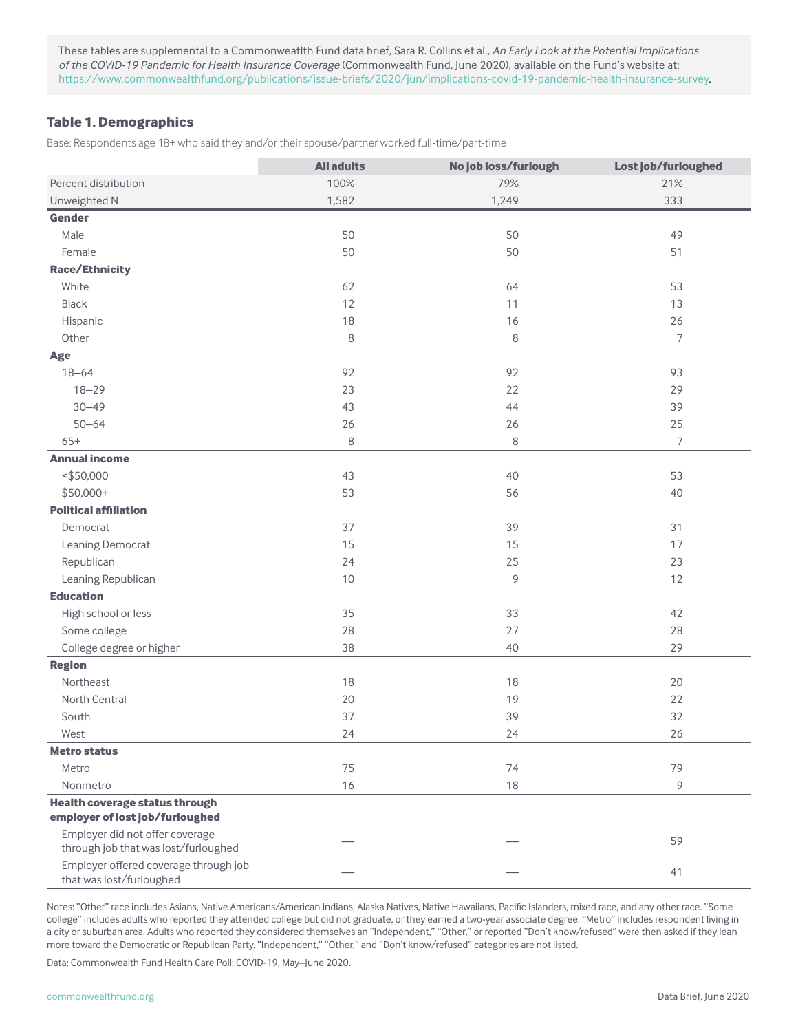These tables are supplemental to a Commonwealth Fund data brief, Sara R. Collins et al., *An Early Look at the Potential Implications of the COVID-19 Pandemic for Health Insurance Coverage* (Commonwealth Fund, June 2020), available on the Fund's website at: https://www.commonwealthfund.org/publications/issue-briefs/2020/jun/implications-covid-19-pandemic-health-insurance-survey.

## Table 1. Demographics

Base: Respondents age 18+ who said they and/or their spouse/partner worked full-time/part-time

| | All adults | No job loss/furlough | Lost job/furloughed |
|---|---|---|---|
| Percent distribution | 100% | 79% | 21% |
| Unweighted N | 1,582 | 1,249 | 333 |
| **Gender** | | | |
| Male | 50 | 50 | 49 |
| Female | 50 | 50 | 51 |
| **Race/Ethnicity** | | | |
| White | 62 | 64 | 53 |
| Black | 12 | 11 | 13 |
| Hispanic | 18 | 16 | 26 |
| Other | 8 | 8 | 7 |
| **Age** | | | |
| 18–64 | 92 | 92 | 93 |
| 18–29 | 23 | 22 | 29 |
| 30–49 | 43 | 44 | 39 |
| 50–64 | 26 | 26 | 25 |
| 65+ | 8 | 8 | 7 |
| **Annual income** | | | |
| <$50,000 | 43 | 40 | 53 |
| $50,000+ | 53 | 56 | 40 |
| **Political affiliation** | | | |
| Democrat | 37 | 39 | 31 |
| Leaning Democrat | 15 | 15 | 17 |
| Republican | 24 | 25 | 23 |
| Leaning Republican | 10 | 9 | 12 |
| **Education** | | | |
| High school or less | 35 | 33 | 42 |
| Some college | 28 | 27 | 28 |
| College degree or higher | 38 | 40 | 29 |
| **Region** | | | |
| Northeast | 18 | 18 | 20 |
| North Central | 20 | 19 | 22 |
| South | 37 | 39 | 32 |
| West | 24 | 24 | 26 |
| **Metro status** | | | |
| Metro | 75 | 74 | 79 |
| Nonmetro | 16 | 18 | 9 |
| **Health coverage status through employer of lost job/furloughed** | | | |
| Employer did not offer coverage through job that was lost/furloughed | — | — | 59 |
| Employer offered coverage through job that was lost/furloughed | — | — | 41 |

Notes: "Other" race includes Asians, Native Americans/American Indians, Alaska Natives, Native Hawaiians, Pacific Islanders, mixed race, and any other race. "Some college" includes adults who reported they attended college but did not graduate, or they earned a two-year associate degree. "Metro" includes respondent living in a city or suburban area. Adults who reported they considered themselves an "Independent," "Other," or reported "Don't know/refused" were then asked if they lean more toward the Democratic or Republican Party. "Independent," "Other," and "Don't know/refused" categories are not listed.

Data: Commonwealth Fund Health Care Poll: COVID-19, May–June 2020.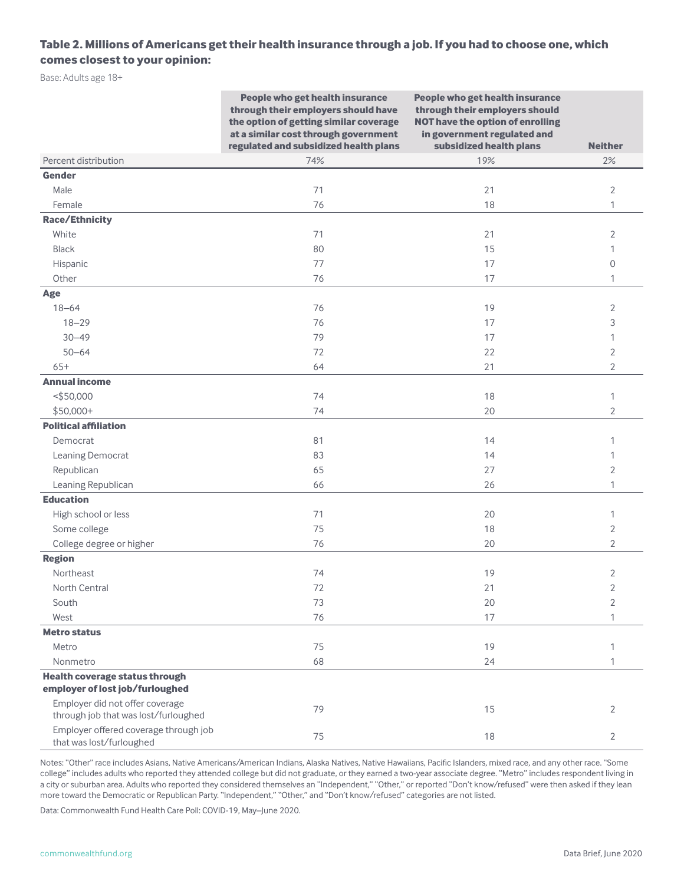**Table 2. Millions of Americans get their health insurance through a job. If you had to choose one, which comes closest to your opinion:**

Base: Adults age 18+

| | People who get health insurance through their employers should have the option of getting similar coverage at a similar cost through government regulated and subsidized health plans | People who get health insurance through their employers should NOT have the option of enrolling in government regulated and subsidized health plans | Neither |
|---|---|---|---|
| Percent distribution | 74% | 19% | 2% |
| **Gender** | | | |
| Male | 71 | 21 | 2 |
| Female | 76 | 18 | 1 |
| **Race/Ethnicity** | | | |
| White | 71 | 21 | 2 |
| Black | 80 | 15 | 1 |
| Hispanic | 77 | 17 | 0 |
| Other | 76 | 17 | 1 |
| **Age** | | | |
| 18–64 | 76 | 19 | 2 |
| 18–29 | 76 | 17 | 3 |
| 30–49 | 79 | 17 | 1 |
| 50–64 | 72 | 22 | 2 |
| 65+ | 64 | 21 | 2 |
| **Annual income** | | | |
| <$50,000 | 74 | 18 | 1 |
| $50,000+ | 74 | 20 | 2 |
| **Political affiliation** | | | |
| Democrat | 81 | 14 | 1 |
| Leaning Democrat | 83 | 14 | 1 |
| Republican | 65 | 27 | 2 |
| Leaning Republican | 66 | 26 | 1 |
| **Education** | | | |
| High school or less | 71 | 20 | 1 |
| Some college | 75 | 18 | 2 |
| College degree or higher | 76 | 20 | 2 |
| **Region** | | | |
| Northeast | 74 | 19 | 2 |
| North Central | 72 | 21 | 2 |
| South | 73 | 20 | 2 |
| West | 76 | 17 | 1 |
| **Metro status** | | | |
| Metro | 75 | 19 | 1 |
| Nonmetro | 68 | 24 | 1 |
| **Health coverage status through employer of lost job/furloughed** | | | |
| Employer did not offer coverage through job that was lost/furloughed | 79 | 15 | 2 |
| Employer offered coverage through job that was lost/furloughed | 75 | 18 | 2 |

Notes: "Other" race includes Asians, Native Americans/American Indians, Alaska Natives, Native Hawaiians, Pacific Islanders, mixed race, and any other race. "Some college" includes adults who reported they attended college but did not graduate, or they earned a two-year associate degree. "Metro" includes respondent living in a city or suburban area. Adults who reported they considered themselves an "Independent," "Other," or reported "Don't know/refused" were then asked if they lean more toward the Democratic or Republican Party. "Independent," "Other," and "Don't know/refused" categories are not listed.

Data: Commonwealth Fund Health Care Poll: COVID-19, May–June 2020.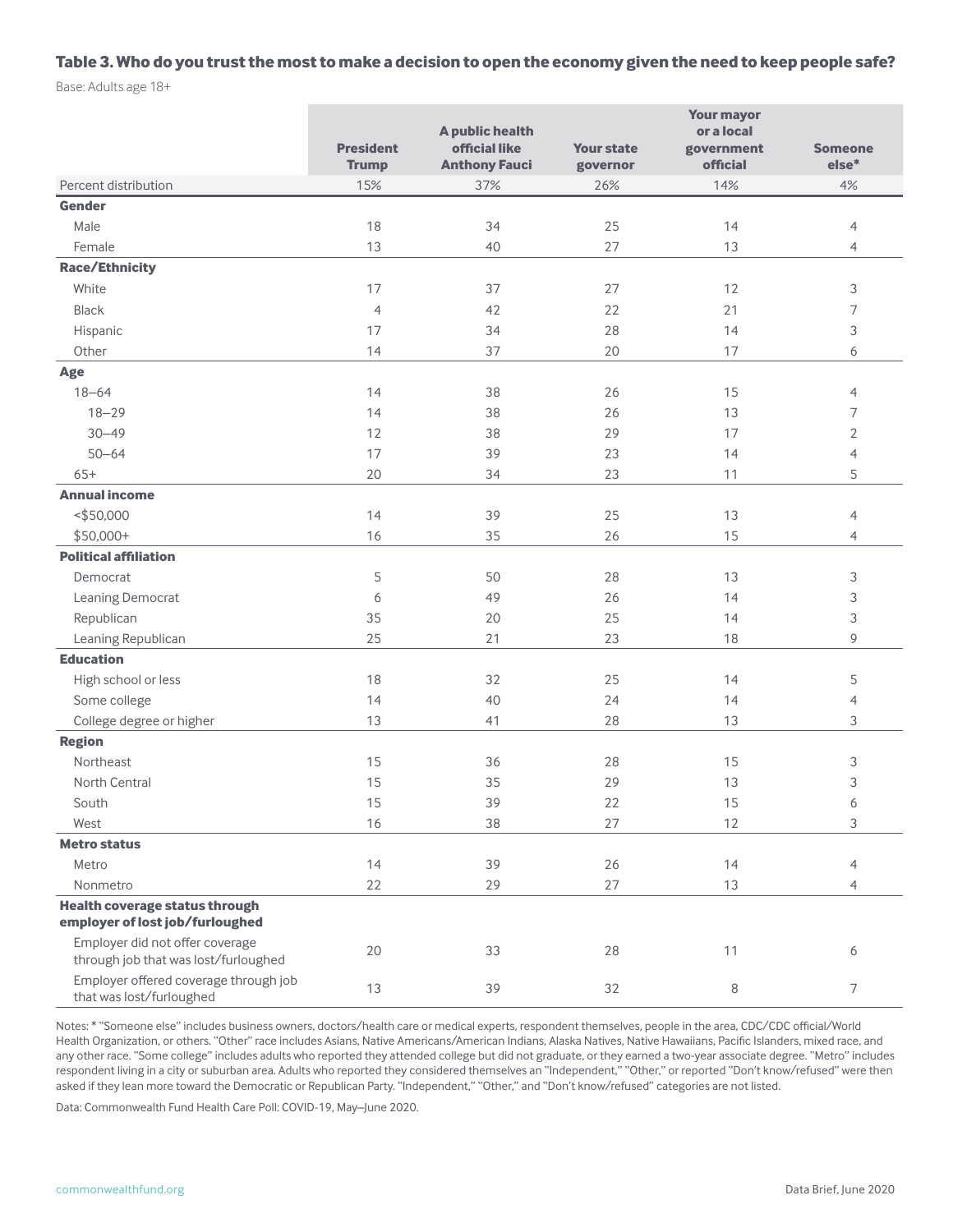**Table 3. Who do you trust the most to make a decision to open the economy given the need to keep people safe?**

Base: Adults age 18+

| | President Trump | A public health official like Anthony Fauci | Your state governor | Your mayor or a local government official | Someone else* |
|---|---|---|---|---|---|
| Percent distribution | 15% | 37% | 26% | 14% | 4% |
| **Gender** | | | | | |
| Male | 18 | 34 | 25 | 14 | 4 |
| Female | 13 | 40 | 27 | 13 | 4 |
| **Race/Ethnicity** | | | | | |
| White | 17 | 37 | 27 | 12 | 3 |
| Black | 4 | 42 | 22 | 21 | 7 |
| Hispanic | 17 | 34 | 28 | 14 | 3 |
| Other | 14 | 37 | 20 | 17 | 6 |
| **Age** | | | | | |
| 18–64 | 14 | 38 | 26 | 15 | 4 |
| 18–29 | 14 | 38 | 26 | 13 | 7 |
| 30–49 | 12 | 38 | 29 | 17 | 2 |
| 50–64 | 17 | 39 | 23 | 14 | 4 |
| 65+ | 20 | 34 | 23 | 11 | 5 |
| **Annual income** | | | | | |
| <$50,000 | 14 | 39 | 25 | 13 | 4 |
| $50,000+ | 16 | 35 | 26 | 15 | 4 |
| **Political affiliation** | | | | | |
| Democrat | 5 | 50 | 28 | 13 | 3 |
| Leaning Democrat | 6 | 49 | 26 | 14 | 3 |
| Republican | 35 | 20 | 25 | 14 | 3 |
| Leaning Republican | 25 | 21 | 23 | 18 | 9 |
| **Education** | | | | | |
| High school or less | 18 | 32 | 25 | 14 | 5 |
| Some college | 14 | 40 | 24 | 14 | 4 |
| College degree or higher | 13 | 41 | 28 | 13 | 3 |
| **Region** | | | | | |
| Northeast | 15 | 36 | 28 | 15 | 3 |
| North Central | 15 | 35 | 29 | 13 | 3 |
| South | 15 | 39 | 22 | 15 | 6 |
| West | 16 | 38 | 27 | 12 | 3 |
| **Metro status** | | | | | |
| Metro | 14 | 39 | 26 | 14 | 4 |
| Nonmetro | 22 | 29 | 27 | 13 | 4 |
| **Health coverage status through employer of lost job/furloughed** | | | | | |
| Employer did not offer coverage through job that was lost/furloughed | 20 | 33 | 28 | 11 | 6 |
| Employer offered coverage through job that was lost/furloughed | 13 | 39 | 32 | 8 | 7 |

Notes: * "Someone else" includes business owners, doctors/health care or medical experts, respondent themselves, people in the area, CDC/CDC official/World Health Organization, or others. "Other" race includes Asians, Native Americans/American Indians, Alaska Natives, Native Hawaiians, Pacific Islanders, mixed race, and any other race. "Some college" includes adults who reported they attended college but did not graduate, or they earned a two-year associate degree. "Metro" includes respondent living in a city or suburban area. Adults who reported they considered themselves an "Independent," "Other," or reported "Don't know/refused" were then asked if they lean more toward the Democratic or Republican Party. "Independent," "Other," and "Don't know/refused" categories are not listed.

Data: Commonwealth Fund Health Care Poll: COVID-19, May–June 2020.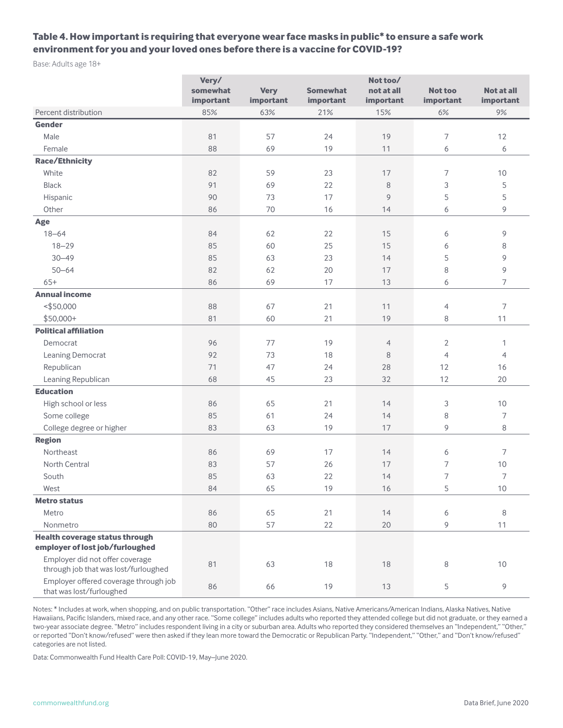**Table 4. How important is requiring that everyone wear face masks in public* to ensure a safe work environment for you and your loved ones before there is a vaccine for COVID-19?**

Base: Adults age 18+

| | Very/ somewhat important | Very important | Somewhat important | Not too/ not at all important | Not too important | Not at all important |
|---|---|---|---|---|---|---|
| Percent distribution | 85% | 63% | 21% | 15% | 6% | 9% |
| **Gender** | | | | | | |
| Male | 81 | 57 | 24 | 19 | 7 | 12 |
| Female | 88 | 69 | 19 | 11 | 6 | 6 |
| **Race/Ethnicity** | | | | | | |
| White | 82 | 59 | 23 | 17 | 7 | 10 |
| Black | 91 | 69 | 22 | 8 | 3 | 5 |
| Hispanic | 90 | 73 | 17 | 9 | 5 | 5 |
| Other | 86 | 70 | 16 | 14 | 6 | 9 |
| **Age** | | | | | | |
| 18–64 | 84 | 62 | 22 | 15 | 6 | 9 |
| 18–29 | 85 | 60 | 25 | 15 | 6 | 8 |
| 30–49 | 85 | 63 | 23 | 14 | 5 | 9 |
| 50–64 | 82 | 62 | 20 | 17 | 8 | 9 |
| 65+ | 86 | 69 | 17 | 13 | 6 | 7 |
| **Annual income** | | | | | | |
| <$50,000 | 88 | 67 | 21 | 11 | 4 | 7 |
| $50,000+ | 81 | 60 | 21 | 19 | 8 | 11 |
| **Political affiliation** | | | | | | |
| Democrat | 96 | 77 | 19 | 4 | 2 | 1 |
| Leaning Democrat | 92 | 73 | 18 | 8 | 4 | 4 |
| Republican | 71 | 47 | 24 | 28 | 12 | 16 |
| Leaning Republican | 68 | 45 | 23 | 32 | 12 | 20 |
| **Education** | | | | | | |
| High school or less | 86 | 65 | 21 | 14 | 3 | 10 |
| Some college | 85 | 61 | 24 | 14 | 8 | 7 |
| College degree or higher | 83 | 63 | 19 | 17 | 9 | 8 |
| **Region** | | | | | | |
| Northeast | 86 | 69 | 17 | 14 | 6 | 7 |
| North Central | 83 | 57 | 26 | 17 | 7 | 10 |
| South | 85 | 63 | 22 | 14 | 7 | 7 |
| West | 84 | 65 | 19 | 16 | 5 | 10 |
| **Metro status** | | | | | | |
| Metro | 86 | 65 | 21 | 14 | 6 | 8 |
| Nonmetro | 80 | 57 | 22 | 20 | 9 | 11 |
| **Health coverage status through employer of lost job/furloughed** | | | | | | |
| Employer did not offer coverage through job that was lost/furloughed | 81 | 63 | 18 | 18 | 8 | 10 |
| Employer offered coverage through job that was lost/furloughed | 86 | 66 | 19 | 13 | 5 | 9 |

Notes: * Includes at work, when shopping, and on public transportation. "Other" race includes Asians, Native Americans/American Indians, Alaska Natives, Native Hawaiians, Pacific Islanders, mixed race, and any other race. "Some college" includes adults who reported they attended college but did not graduate, or they earned a two-year associate degree. "Metro" includes respondent living in a city or suburban area. Adults who reported they considered themselves an "Independent," "Other," or reported "Don't know/refused" were then asked if they lean more toward the Democratic or Republican Party. "Independent," "Other," and "Don't know/refused" categories are not listed.

Data: Commonwealth Fund Health Care Poll: COVID-19, May–June 2020.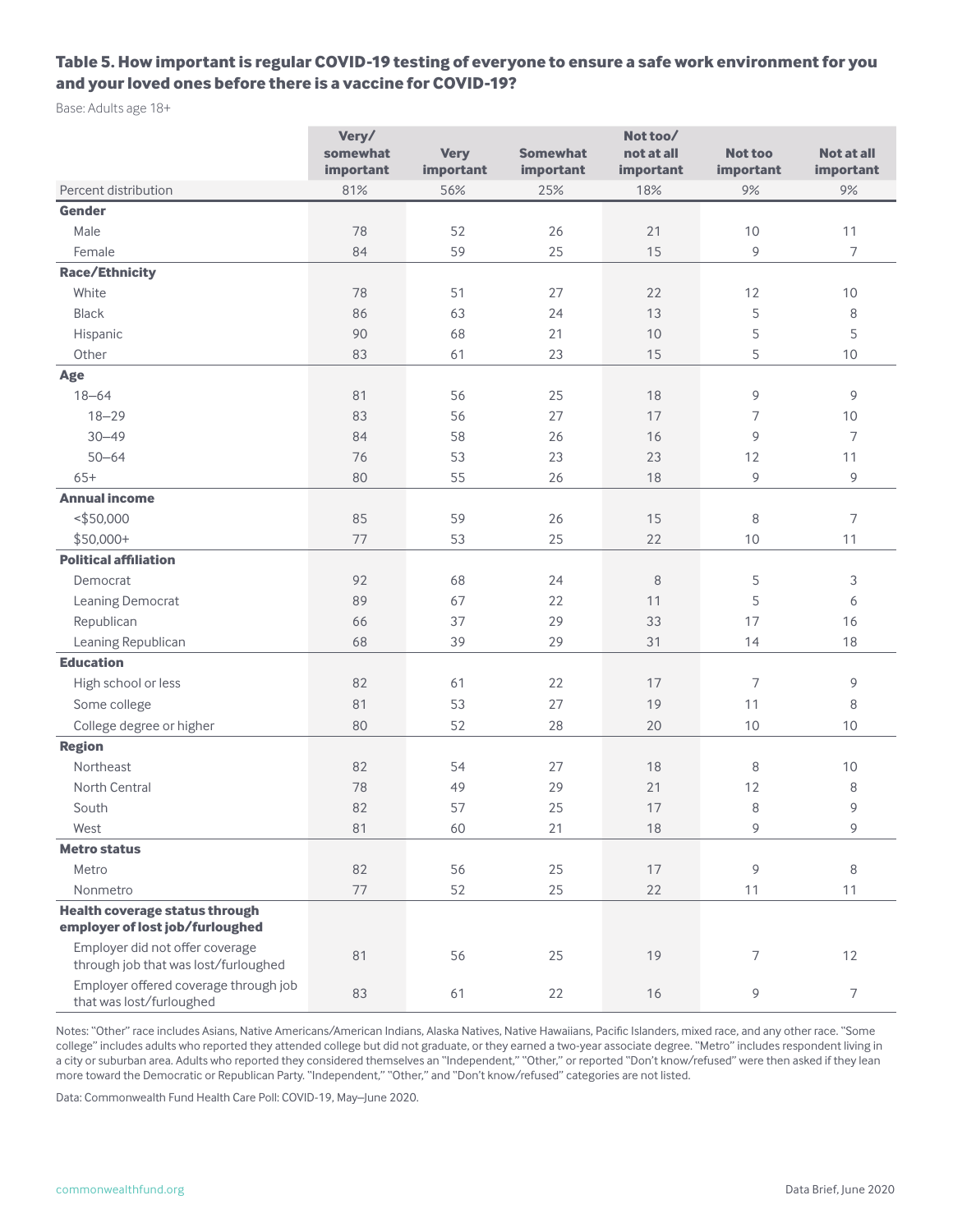**Table 5. How important is regular COVID-19 testing of everyone to ensure a safe work environment for you and your loved ones before there is a vaccine for COVID-19?**

Base: Adults age 18+

| | Very/ somewhat important | Very important | Somewhat important | Not too/ not at all important | Not too important | Not at all important |
|---|---|---|---|---|---|---|
| Percent distribution | 81% | 56% | 25% | 18% | 9% | 9% |
| **Gender** | | | | | | |
| Male | 78 | 52 | 26 | 21 | 10 | 11 |
| Female | 84 | 59 | 25 | 15 | 9 | 7 |
| **Race/Ethnicity** | | | | | | |
| White | 78 | 51 | 27 | 22 | 12 | 10 |
| Black | 86 | 63 | 24 | 13 | 5 | 8 |
| Hispanic | 90 | 68 | 21 | 10 | 5 | 5 |
| Other | 83 | 61 | 23 | 15 | 5 | 10 |
| **Age** | | | | | | |
| 18–64 | 81 | 56 | 25 | 18 | 9 | 9 |
| 18–29 | 83 | 56 | 27 | 17 | 7 | 10 |
| 30–49 | 84 | 58 | 26 | 16 | 9 | 7 |
| 50–64 | 76 | 53 | 23 | 23 | 12 | 11 |
| 65+ | 80 | 55 | 26 | 18 | 9 | 9 |
| **Annual income** | | | | | | |
| <$50,000 | 85 | 59 | 26 | 15 | 8 | 7 |
| $50,000+ | 77 | 53 | 25 | 22 | 10 | 11 |
| **Political affiliation** | | | | | | |
| Democrat | 92 | 68 | 24 | 8 | 5 | 3 |
| Leaning Democrat | 89 | 67 | 22 | 11 | 5 | 6 |
| Republican | 66 | 37 | 29 | 33 | 17 | 16 |
| Leaning Republican | 68 | 39 | 29 | 31 | 14 | 18 |
| **Education** | | | | | | |
| High school or less | 82 | 61 | 22 | 17 | 7 | 9 |
| Some college | 81 | 53 | 27 | 19 | 11 | 8 |
| College degree or higher | 80 | 52 | 28 | 20 | 10 | 10 |
| **Region** | | | | | | |
| Northeast | 82 | 54 | 27 | 18 | 8 | 10 |
| North Central | 78 | 49 | 29 | 21 | 12 | 8 |
| South | 82 | 57 | 25 | 17 | 8 | 9 |
| West | 81 | 60 | 21 | 18 | 9 | 9 |
| **Metro status** | | | | | | |
| Metro | 82 | 56 | 25 | 17 | 9 | 8 |
| Nonmetro | 77 | 52 | 25 | 22 | 11 | 11 |
| **Health coverage status through employer of lost job/furloughed** | | | | | | |
| Employer did not offer coverage through job that was lost/furloughed | 81 | 56 | 25 | 19 | 7 | 12 |
| Employer offered coverage through job that was lost/furloughed | 83 | 61 | 22 | 16 | 9 | 7 |

Notes: "Other" race includes Asians, Native Americans/American Indians, Alaska Natives, Native Hawaiians, Pacific Islanders, mixed race, and any other race. "Some college" includes adults who reported they attended college but did not graduate, or they earned a two-year associate degree. "Metro" includes respondent living in a city or suburban area. Adults who reported they considered themselves an "Independent," "Other," or reported "Don't know/refused" were then asked if they lean more toward the Democratic or Republican Party. "Independent," "Other," and "Don't know/refused" categories are not listed.

Data: Commonwealth Fund Health Care Poll: COVID-19, May–June 2020.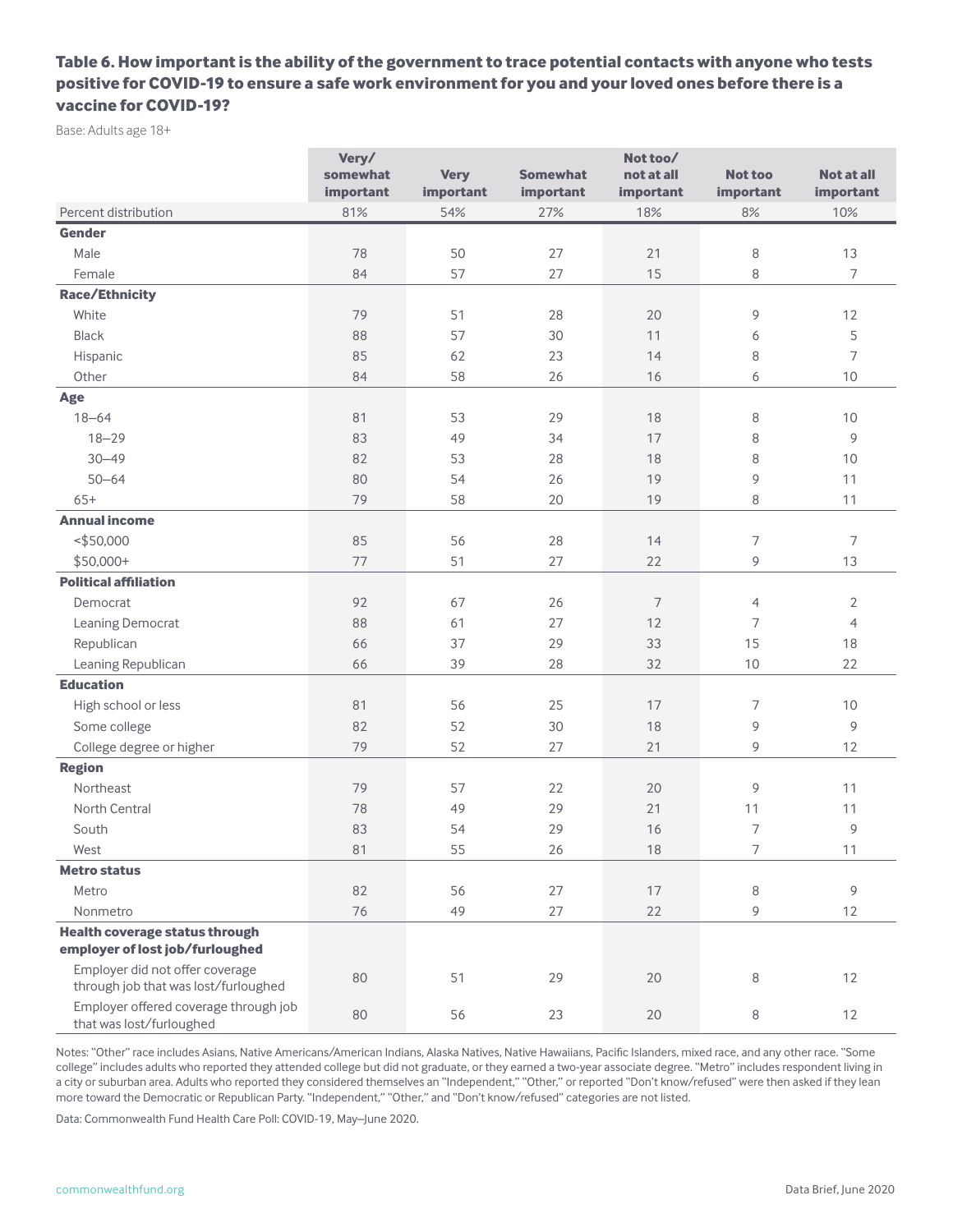**Table 6. How important is the ability of the government to trace potential contacts with anyone who tests positive for COVID-19 to ensure a safe work environment for you and your loved ones before there is a vaccine for COVID-19?**

Base: Adults age 18+

| | Very/ somewhat important | Very important | Somewhat important | Not too/ not at all important | Not too important | Not at all important |
|---|---|---|---|---|---|---|
| Percent distribution | 81% | 54% | 27% | 18% | 8% | 10% |
| **Gender** | | | | | | |
| Male | 78 | 50 | 27 | 21 | 8 | 13 |
| Female | 84 | 57 | 27 | 15 | 8 | 7 |
| **Race/Ethnicity** | | | | | | |
| White | 79 | 51 | 28 | 20 | 9 | 12 |
| Black | 88 | 57 | 30 | 11 | 6 | 5 |
| Hispanic | 85 | 62 | 23 | 14 | 8 | 7 |
| Other | 84 | 58 | 26 | 16 | 6 | 10 |
| **Age** | | | | | | |
| 18–64 | 81 | 53 | 29 | 18 | 8 | 10 |
| 18–29 | 83 | 49 | 34 | 17 | 8 | 9 |
| 30–49 | 82 | 53 | 28 | 18 | 8 | 10 |
| 50–64 | 80 | 54 | 26 | 19 | 9 | 11 |
| 65+ | 79 | 58 | 20 | 19 | 8 | 11 |
| **Annual income** | | | | | | |
| <$50,000 | 85 | 56 | 28 | 14 | 7 | 7 |
| $50,000+ | 77 | 51 | 27 | 22 | 9 | 13 |
| **Political affiliation** | | | | | | |
| Democrat | 92 | 67 | 26 | 7 | 4 | 2 |
| Leaning Democrat | 88 | 61 | 27 | 12 | 7 | 4 |
| Republican | 66 | 37 | 29 | 33 | 15 | 18 |
| Leaning Republican | 66 | 39 | 28 | 32 | 10 | 22 |
| **Education** | | | | | | |
| High school or less | 81 | 56 | 25 | 17 | 7 | 10 |
| Some college | 82 | 52 | 30 | 18 | 9 | 9 |
| College degree or higher | 79 | 52 | 27 | 21 | 9 | 12 |
| **Region** | | | | | | |
| Northeast | 79 | 57 | 22 | 20 | 9 | 11 |
| North Central | 78 | 49 | 29 | 21 | 11 | 11 |
| South | 83 | 54 | 29 | 16 | 7 | 9 |
| West | 81 | 55 | 26 | 18 | 7 | 11 |
| **Metro status** | | | | | | |
| Metro | 82 | 56 | 27 | 17 | 8 | 9 |
| Nonmetro | 76 | 49 | 27 | 22 | 9 | 12 |
| **Health coverage status through employer of lost job/furloughed** | | | | | | |
| Employer did not offer coverage through job that was lost/furloughed | 80 | 51 | 29 | 20 | 8 | 12 |
| Employer offered coverage through job that was lost/furloughed | 80 | 56 | 23 | 20 | 8 | 12 |

Notes: "Other" race includes Asians, Native Americans/American Indians, Alaska Natives, Native Hawaiians, Pacific Islanders, mixed race, and any other race. "Some college" includes adults who reported they attended college but did not graduate, or they earned a two-year associate degree. "Metro" includes respondent living in a city or suburban area. Adults who reported they considered themselves an "Independent," "Other," or reported "Don't know/refused" were then asked if they lean more toward the Democratic or Republican Party. "Independent," "Other," and "Don't know/refused" categories are not listed.

Data: Commonwealth Fund Health Care Poll: COVID-19, May–June 2020.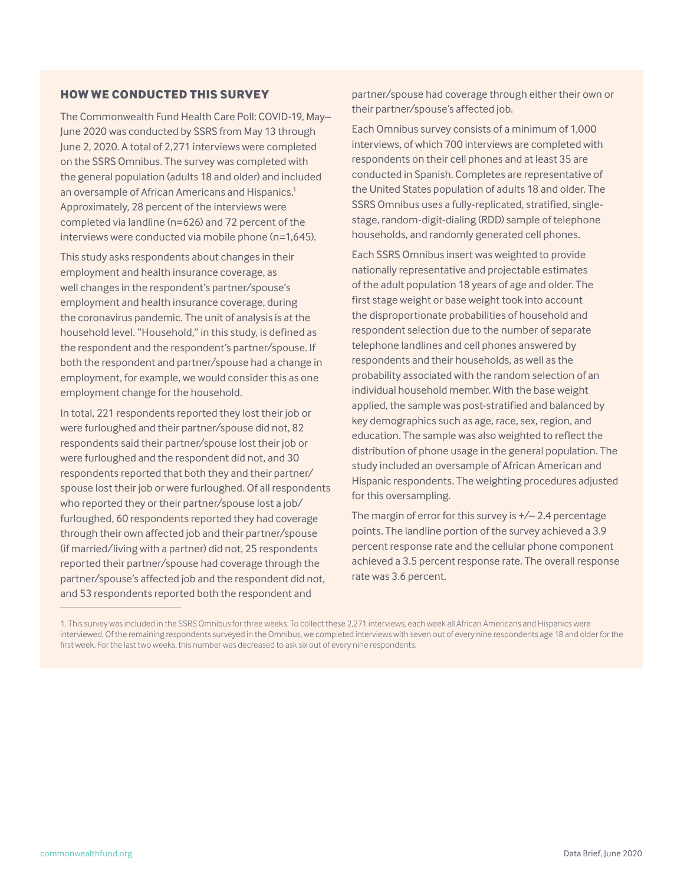## HOW WE CONDUCTED THIS SURVEY

The Commonwealth Fund Health Care Poll: COVID-19, May–June 2020 was conducted by SSRS from May 13 through June 2, 2020. A total of 2,271 interviews were completed on the SSRS Omnibus. The survey was completed with the general population (adults 18 and older) and included an oversample of African Americans and Hispanics.[1] Approximately, 28 percent of the interviews were completed via landline (n=626) and 72 percent of the interviews were conducted via mobile phone (n=1,645).

This study asks respondents about changes in their employment and health insurance coverage, as well changes in the respondent's partner/spouse's employment and health insurance coverage, during the coronavirus pandemic. The unit of analysis is at the household level. "Household," in this study, is defined as the respondent and the respondent's partner/spouse. If both the respondent and partner/spouse had a change in employment, for example, we would consider this as one employment change for the household.

In total, 221 respondents reported they lost their job or were furloughed and their partner/spouse did not, 82 respondents said their partner/spouse lost their job or were furloughed and the respondent did not, and 30 respondents reported that both they and their partner/spouse lost their job or were furloughed. Of all respondents who reported they or their partner/spouse lost a job/furloughed, 60 respondents reported they had coverage through their own affected job and their partner/spouse (if married/living with a partner) did not, 25 respondents reported their partner/spouse had coverage through the partner/spouse's affected job and the respondent did not, and 53 respondents reported both the respondent and partner/spouse had coverage through either their own or their partner/spouse's affected job.

Each Omnibus survey consists of a minimum of 1,000 interviews, of which 700 interviews are completed with respondents on their cell phones and at least 35 are conducted in Spanish. Completes are representative of the United States population of adults 18 and older. The SSRS Omnibus uses a fully-replicated, stratified, single-stage, random-digit-dialing (RDD) sample of telephone households, and randomly generated cell phones.

Each SSRS Omnibus insert was weighted to provide nationally representative and projectable estimates of the adult population 18 years of age and older. The first stage weight or base weight took into account the disproportionate probabilities of household and respondent selection due to the number of separate telephone landlines and cell phones answered by respondents and their households, as well as the probability associated with the random selection of an individual household member. With the base weight applied, the sample was post-stratified and balanced by key demographics such as age, race, sex, region, and education. The sample was also weighted to reflect the distribution of phone usage in the general population. The study included an oversample of African American and Hispanic respondents. The weighting procedures adjusted for this oversampling.

The margin of error for this survey is +/– 2.4 percentage points. The landline portion of the survey achieved a 3.9 percent response rate and the cellular phone component achieved a 3.5 percent response rate. The overall response rate was 3.6 percent.

1. This survey was included in the SSRS Omnibus for three weeks. To collect these 2,271 interviews, each week all African Americans and Hispanics were interviewed. Of the remaining respondents surveyed in the Omnibus, we completed interviews with seven out of every nine respondents age 18 and older for the first week. For the last two weeks, this number was decreased to ask six out of every nine respondents.